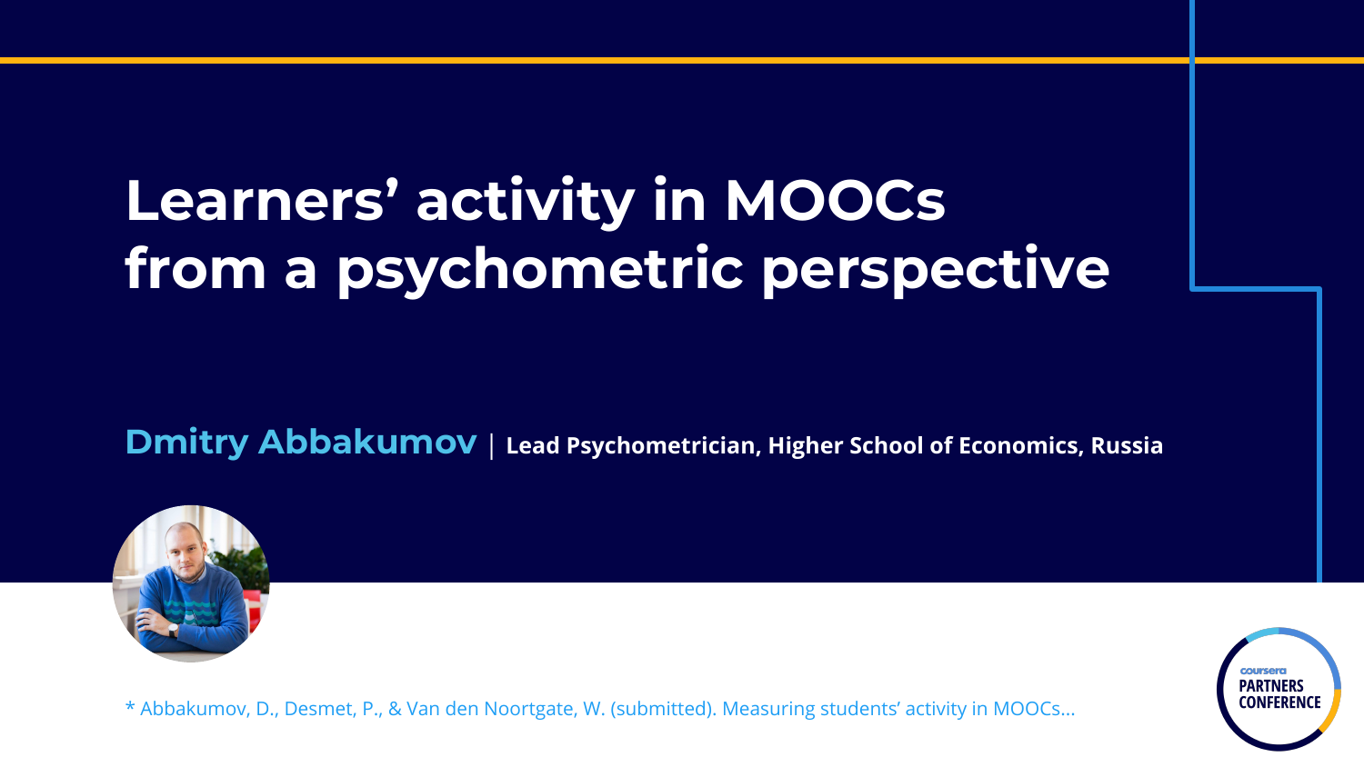# Learners’ activity in MOOCs from a psychometric perspective

**Dmitry Abbakumov** | **Lead Psychometrician, Higher School of Economics, Russia**

* Abbakumov, D., Desmet, P., & Van den Noortgate, W. (submitted). Measuring students’ activity in MOOCs...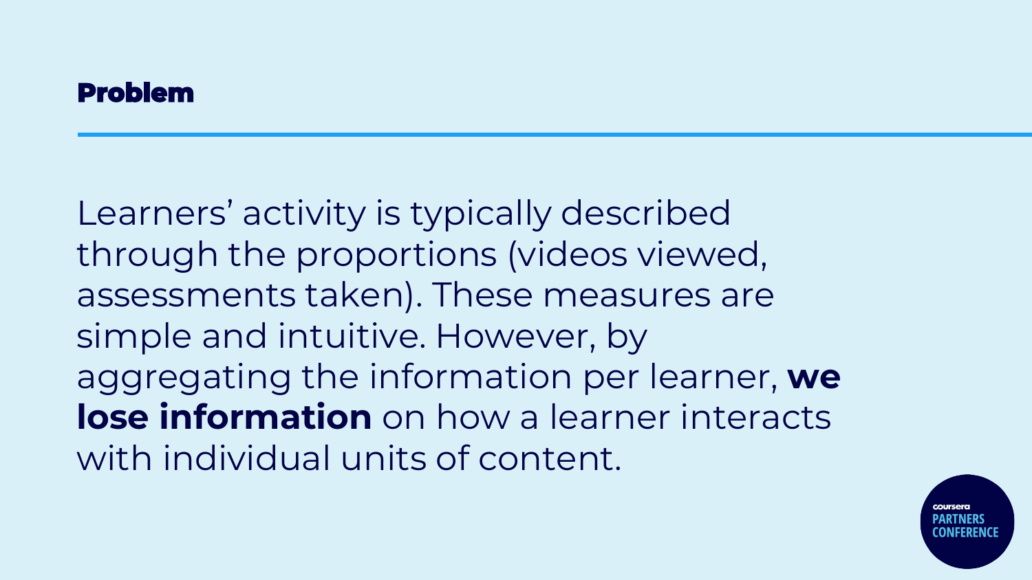## Problem

Learners' activity is typically described through the proportions (videos viewed, assessments taken). These measures are simple and intuitive. However, by aggregating the information per learner, **we lose information** on how a learner interacts with individual units of content.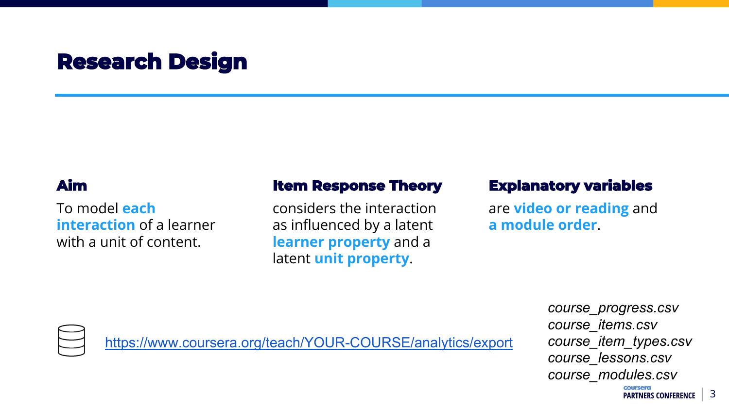# Research Design

### Aim

To model **each interaction** of a learner with a unit of content.

### Item Response Theory

considers the interaction as influenced by a latent **learner property** and a latent **unit property**.

### Explanatory variables

are **video or reading** and **a module order**.

[https://www.coursera.org/teach/YOUR-COURSE/analytics/export](https://www.coursera.org/teach/YOUR-COURSE/analytics/export)

*course_progress.csv*
*course_items.csv*
*course_item_types.csv*
*course_lessons.csv*
*course_modules.csv*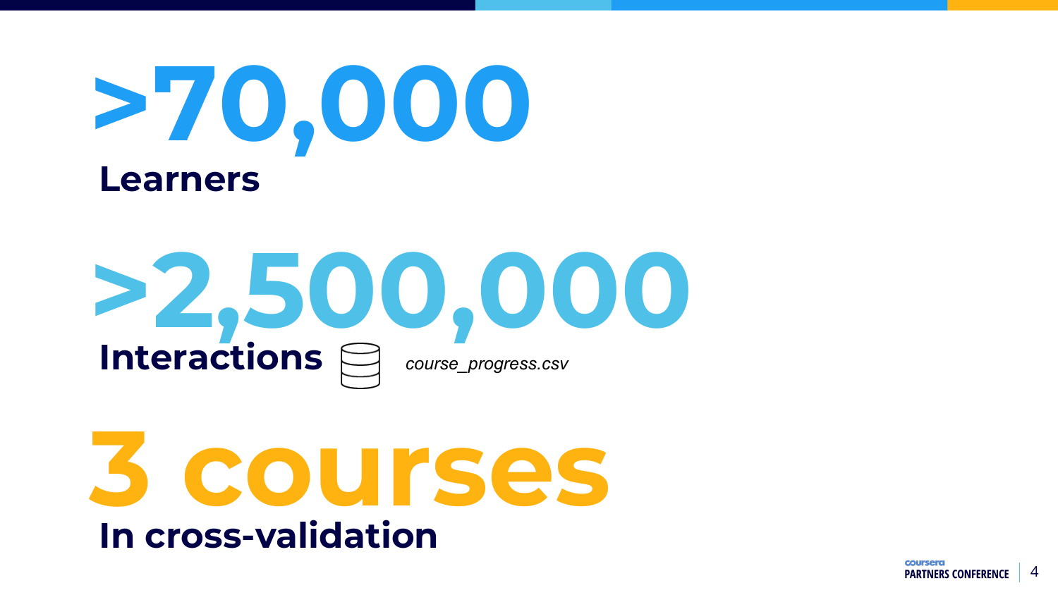# >70,000

**Learners**

# >2,500,000

**Interactions** *course_progress.csv*

# 3 courses

**In cross-validation**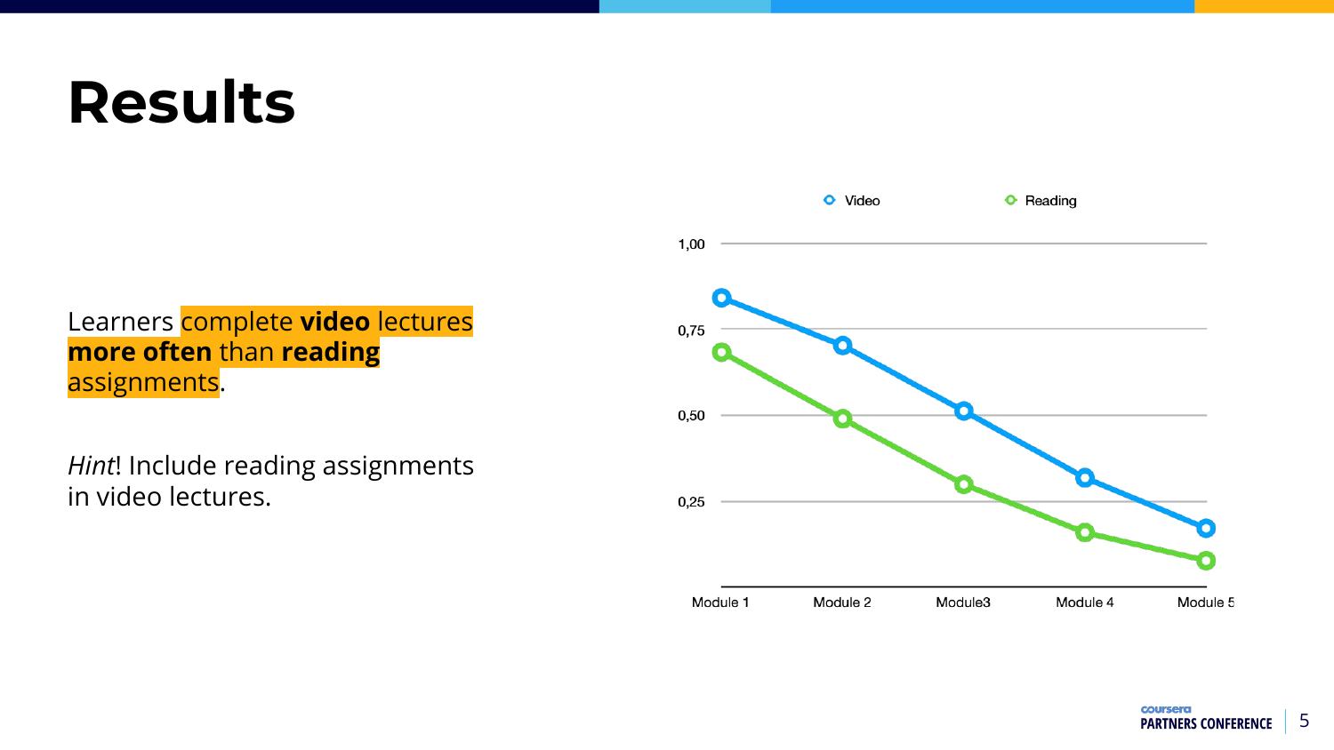# Results

Learners complete **video** lectures **more often** than **reading** assignments.

*Hint*! Include reading assignments in video lectures.

Video / Reading

1,00

0,75

0,50

0,25

Module 1 | Module 2 | Module3 | Module 4 | Module 5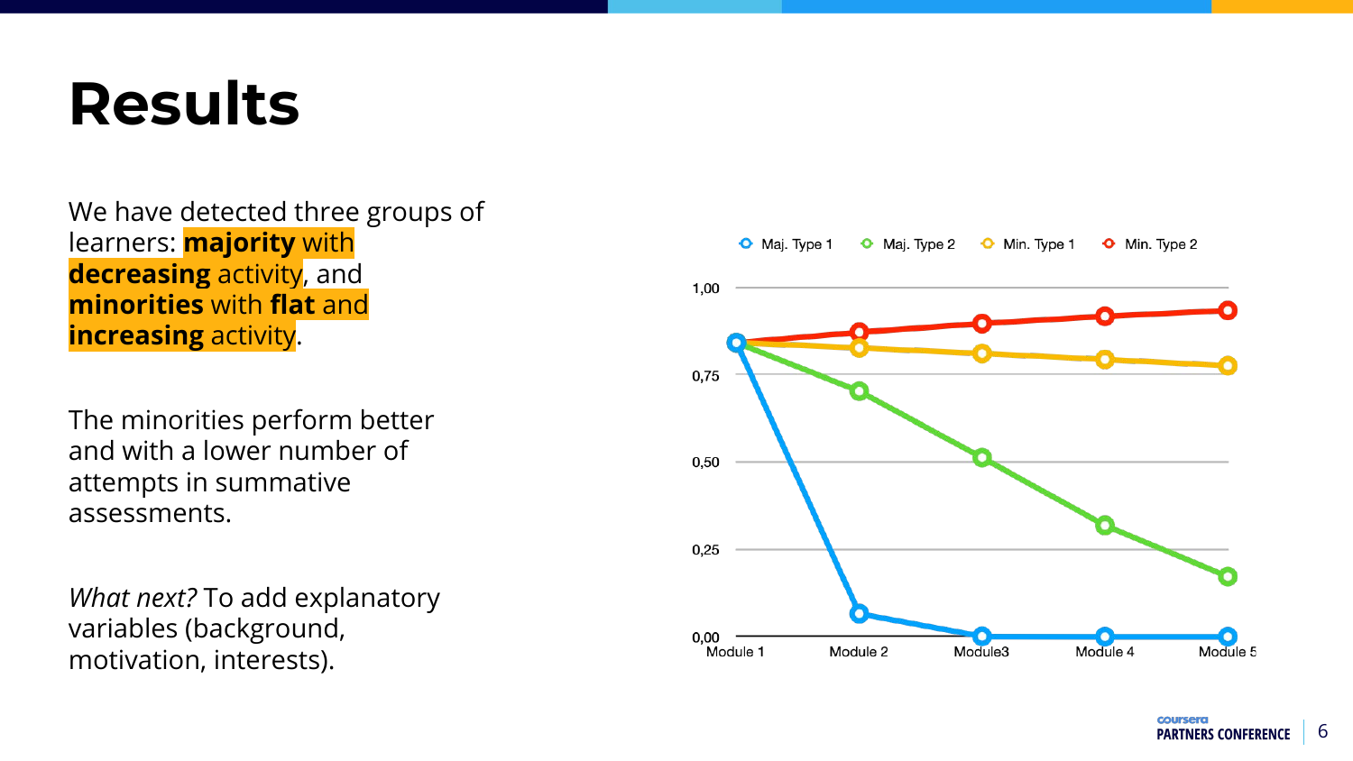# Results

We have detected three groups of learners: **majority** with **decreasing** activity, and **minorities** with **flat** and **increasing** activity.

The minorities perform better and with a lower number of attempts in summative assessments.

*What next?* To add explanatory variables (background, motivation, interests).

Maj. Type 1 Maj. Type 2 Min. Type 1 Min. Type 2

1,00

0,75

0,50

0,25

0,00

Module 1 Module 2 Module3 Module 4 Module 5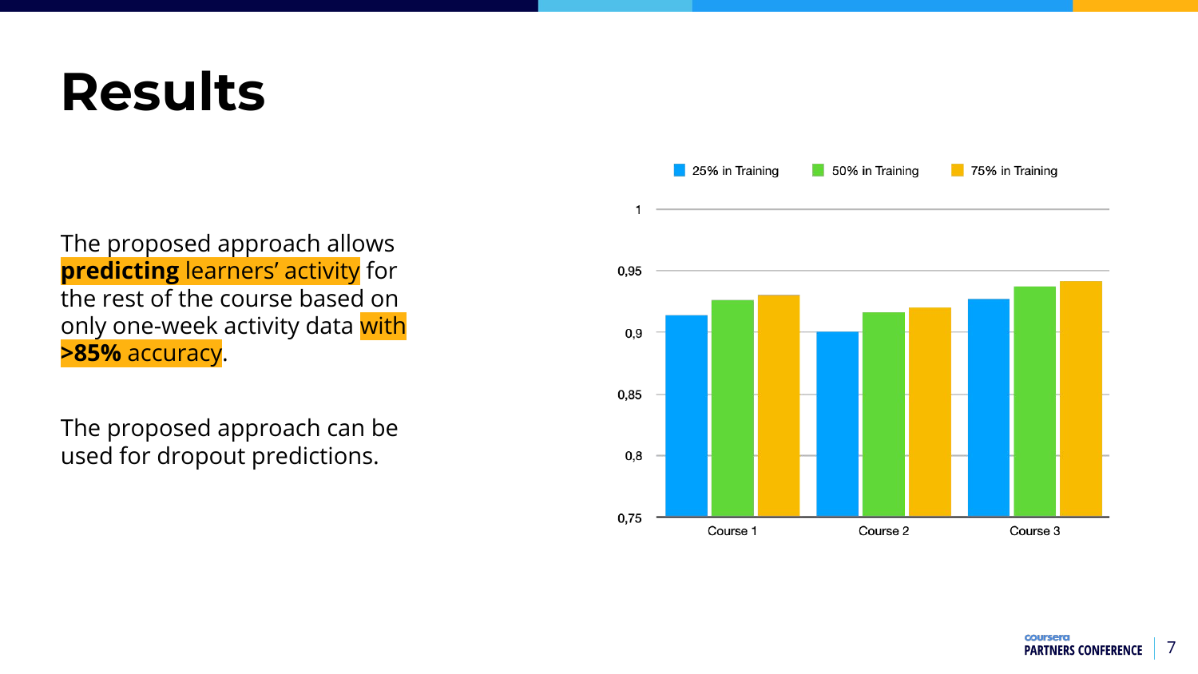# Results

The proposed approach allows **predicting** learners' activity for the rest of the course based on only one-week activity data with **>85%** accuracy.

The proposed approach can be used for dropout predictions.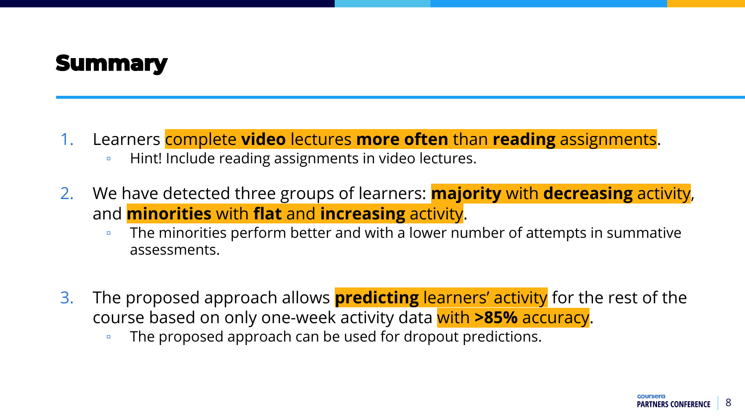# Summary

1. Learners complete **video** lectures **more often** than **reading** assignments.
   - Hint! Include reading assignments in video lectures.

2. We have detected three groups of learners: **majority** with **decreasing** activity, and **minorities** with **flat** and **increasing** activity.
   - The minorities perform better and with a lower number of attempts in summative assessments.

3. The proposed approach allows **predicting** learners' activity for the rest of the course based on only one-week activity data with **>85%** accuracy.
   - The proposed approach can be used for dropout predictions.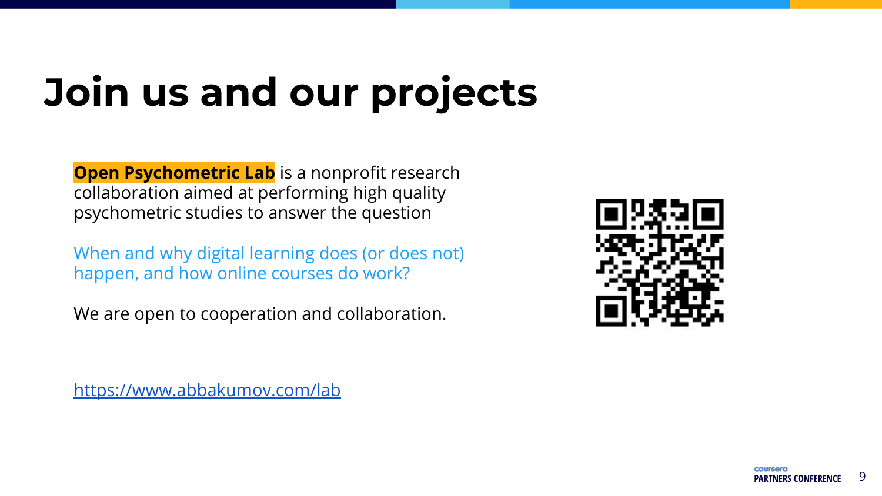# Join us and our projects

**Open Psychometric Lab** is a nonprofit research collaboration aimed at performing high quality psychometric studies to answer the question

When and why digital learning does (or does not) happen, and how online courses do work?

We are open to cooperation and collaboration.

https://www.abbakumov.com/lab